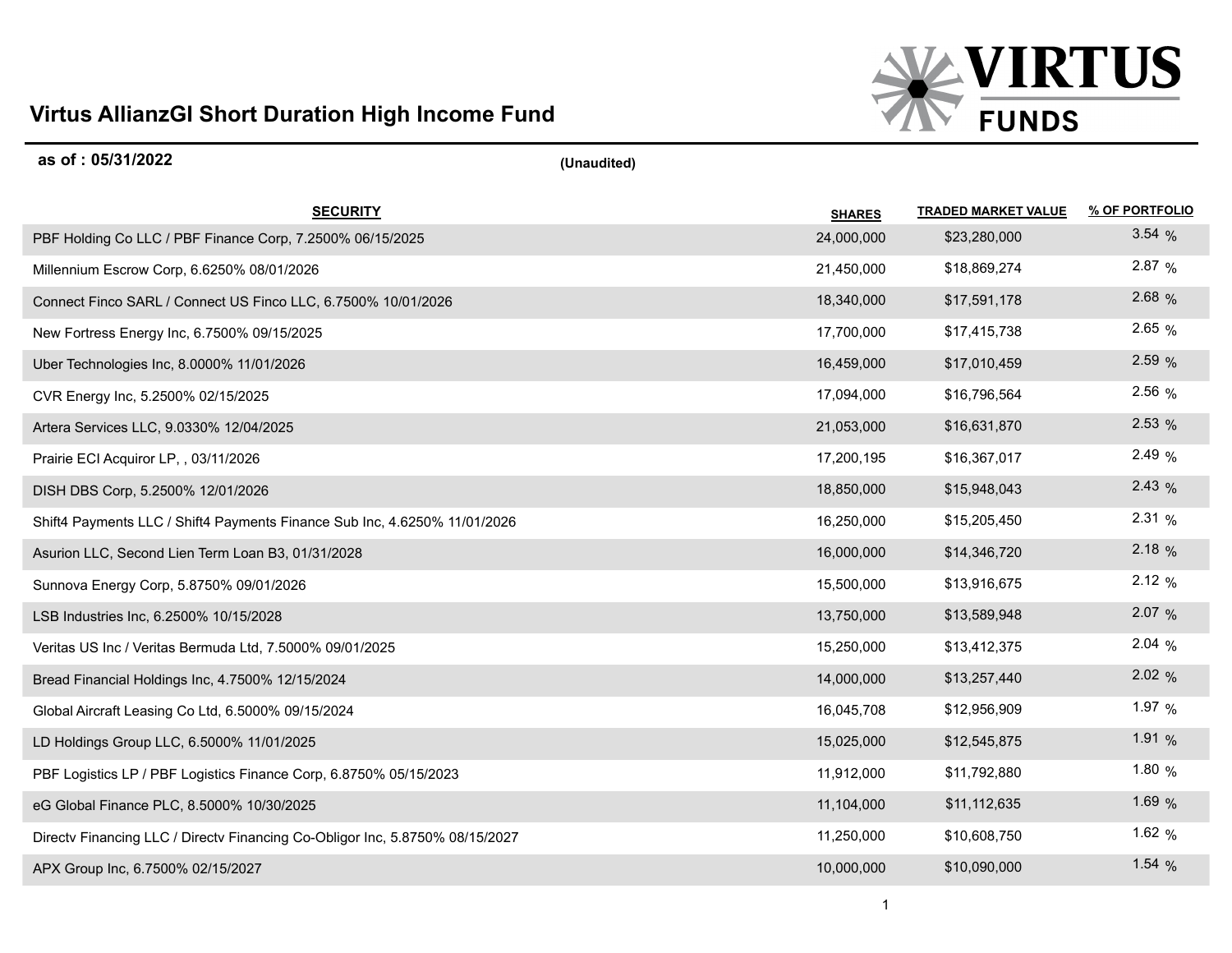# Virtus AllianzGI Short Duration High Income Fund

**as of : 05/31/2022** **(Unaudited)**

| SECURITY | SHARES | TRADED MARKET VALUE | % OF PORTFOLIO |
|---|---|---|---|
| PBF Holding Co LLC / PBF Finance Corp, 7.2500% 06/15/2025 | 24,000,000 | $23,280,000 | 3.54 % |
| Millennium Escrow Corp, 6.6250% 08/01/2026 | 21,450,000 | $18,869,274 | 2.87 % |
| Connect Finco SARL / Connect US Finco LLC, 6.7500% 10/01/2026 | 18,340,000 | $17,591,178 | 2.68 % |
| New Fortress Energy Inc, 6.7500% 09/15/2025 | 17,700,000 | $17,415,738 | 2.65 % |
| Uber Technologies Inc, 8.0000% 11/01/2026 | 16,459,000 | $17,010,459 | 2.59 % |
| CVR Energy Inc, 5.2500% 02/15/2025 | 17,094,000 | $16,796,564 | 2.56 % |
| Artera Services LLC, 9.0330% 12/04/2025 | 21,053,000 | $16,631,870 | 2.53 % |
| Prairie ECI Acquiror LP, , 03/11/2026 | 17,200,195 | $16,367,017 | 2.49 % |
| DISH DBS Corp, 5.2500% 12/01/2026 | 18,850,000 | $15,948,043 | 2.43 % |
| Shift4 Payments LLC / Shift4 Payments Finance Sub Inc, 4.6250% 11/01/2026 | 16,250,000 | $15,205,450 | 2.31 % |
| Asurion LLC, Second Lien Term Loan B3, 01/31/2028 | 16,000,000 | $14,346,720 | 2.18 % |
| Sunnova Energy Corp, 5.8750% 09/01/2026 | 15,500,000 | $13,916,675 | 2.12 % |
| LSB Industries Inc, 6.2500% 10/15/2028 | 13,750,000 | $13,589,948 | 2.07 % |
| Veritas US Inc / Veritas Bermuda Ltd, 7.5000% 09/01/2025 | 15,250,000 | $13,412,375 | 2.04 % |
| Bread Financial Holdings Inc, 4.7500% 12/15/2024 | 14,000,000 | $13,257,440 | 2.02 % |
| Global Aircraft Leasing Co Ltd, 6.5000% 09/15/2024 | 16,045,708 | $12,956,909 | 1.97 % |
| LD Holdings Group LLC, 6.5000% 11/01/2025 | 15,025,000 | $12,545,875 | 1.91 % |
| PBF Logistics LP / PBF Logistics Finance Corp, 6.8750% 05/15/2023 | 11,912,000 | $11,792,880 | 1.80 % |
| eG Global Finance PLC, 8.5000% 10/30/2025 | 11,104,000 | $11,112,635 | 1.69 % |
| Directv Financing LLC / Directv Financing Co-Obligor Inc, 5.8750% 08/15/2027 | 11,250,000 | $10,608,750 | 1.62 % |
| APX Group Inc, 6.7500% 02/15/2027 | 10,000,000 | $10,090,000 | 1.54 % |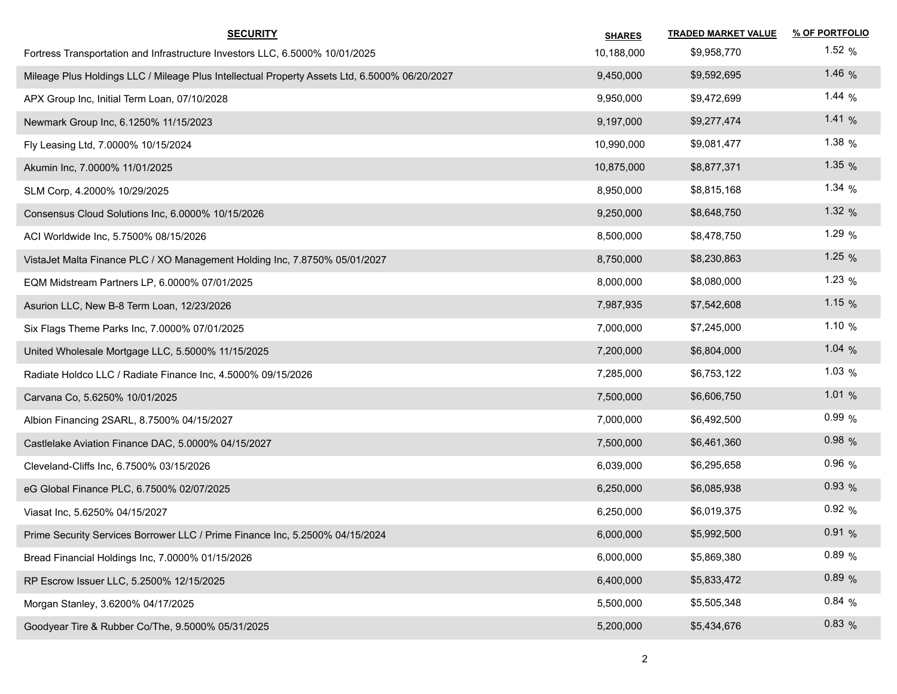| SECURITY | SHARES | TRADED MARKET VALUE | % OF PORTFOLIO |
|---|---|---|---|
| Fortress Transportation and Infrastructure Investors LLC, 6.5000% 10/01/2025 | 10,188,000 | $9,958,770 | 1.52 % |
| Mileage Plus Holdings LLC / Mileage Plus Intellectual Property Assets Ltd, 6.5000% 06/20/2027 | 9,450,000 | $9,592,695 | 1.46 % |
| APX Group Inc, Initial Term Loan, 07/10/2028 | 9,950,000 | $9,472,699 | 1.44 % |
| Newmark Group Inc, 6.1250% 11/15/2023 | 9,197,000 | $9,277,474 | 1.41 % |
| Fly Leasing Ltd, 7.0000% 10/15/2024 | 10,990,000 | $9,081,477 | 1.38 % |
| Akumin Inc, 7.0000% 11/01/2025 | 10,875,000 | $8,877,371 | 1.35 % |
| SLM Corp, 4.2000% 10/29/2025 | 8,950,000 | $8,815,168 | 1.34 % |
| Consensus Cloud Solutions Inc, 6.0000% 10/15/2026 | 9,250,000 | $8,648,750 | 1.32 % |
| ACI Worldwide Inc, 5.7500% 08/15/2026 | 8,500,000 | $8,478,750 | 1.29 % |
| VistaJet Malta Finance PLC / XO Management Holding Inc, 7.8750% 05/01/2027 | 8,750,000 | $8,230,863 | 1.25 % |
| EQM Midstream Partners LP, 6.0000% 07/01/2025 | 8,000,000 | $8,080,000 | 1.23 % |
| Asurion LLC, New B-8 Term Loan, 12/23/2026 | 7,987,935 | $7,542,608 | 1.15 % |
| Six Flags Theme Parks Inc, 7.0000% 07/01/2025 | 7,000,000 | $7,245,000 | 1.10 % |
| United Wholesale Mortgage LLC, 5.5000% 11/15/2025 | 7,200,000 | $6,804,000 | 1.04 % |
| Radiate Holdco LLC / Radiate Finance Inc, 4.5000% 09/15/2026 | 7,285,000 | $6,753,122 | 1.03 % |
| Carvana Co, 5.6250% 10/01/2025 | 7,500,000 | $6,606,750 | 1.01 % |
| Albion Financing 2SARL, 8.7500% 04/15/2027 | 7,000,000 | $6,492,500 | 0.99 % |
| Castlelake Aviation Finance DAC, 5.0000% 04/15/2027 | 7,500,000 | $6,461,360 | 0.98 % |
| Cleveland-Cliffs Inc, 6.7500% 03/15/2026 | 6,039,000 | $6,295,658 | 0.96 % |
| eG Global Finance PLC, 6.7500% 02/07/2025 | 6,250,000 | $6,085,938 | 0.93 % |
| Viasat Inc, 5.6250% 04/15/2027 | 6,250,000 | $6,019,375 | 0.92 % |
| Prime Security Services Borrower LLC / Prime Finance Inc, 5.2500% 04/15/2024 | 6,000,000 | $5,992,500 | 0.91 % |
| Bread Financial Holdings Inc, 7.0000% 01/15/2026 | 6,000,000 | $5,869,380 | 0.89 % |
| RP Escrow Issuer LLC, 5.2500% 12/15/2025 | 6,400,000 | $5,833,472 | 0.89 % |
| Morgan Stanley, 3.6200% 04/17/2025 | 5,500,000 | $5,505,348 | 0.84 % |
| Goodyear Tire & Rubber Co/The, 9.5000% 05/31/2025 | 5,200,000 | $5,434,676 | 0.83 % |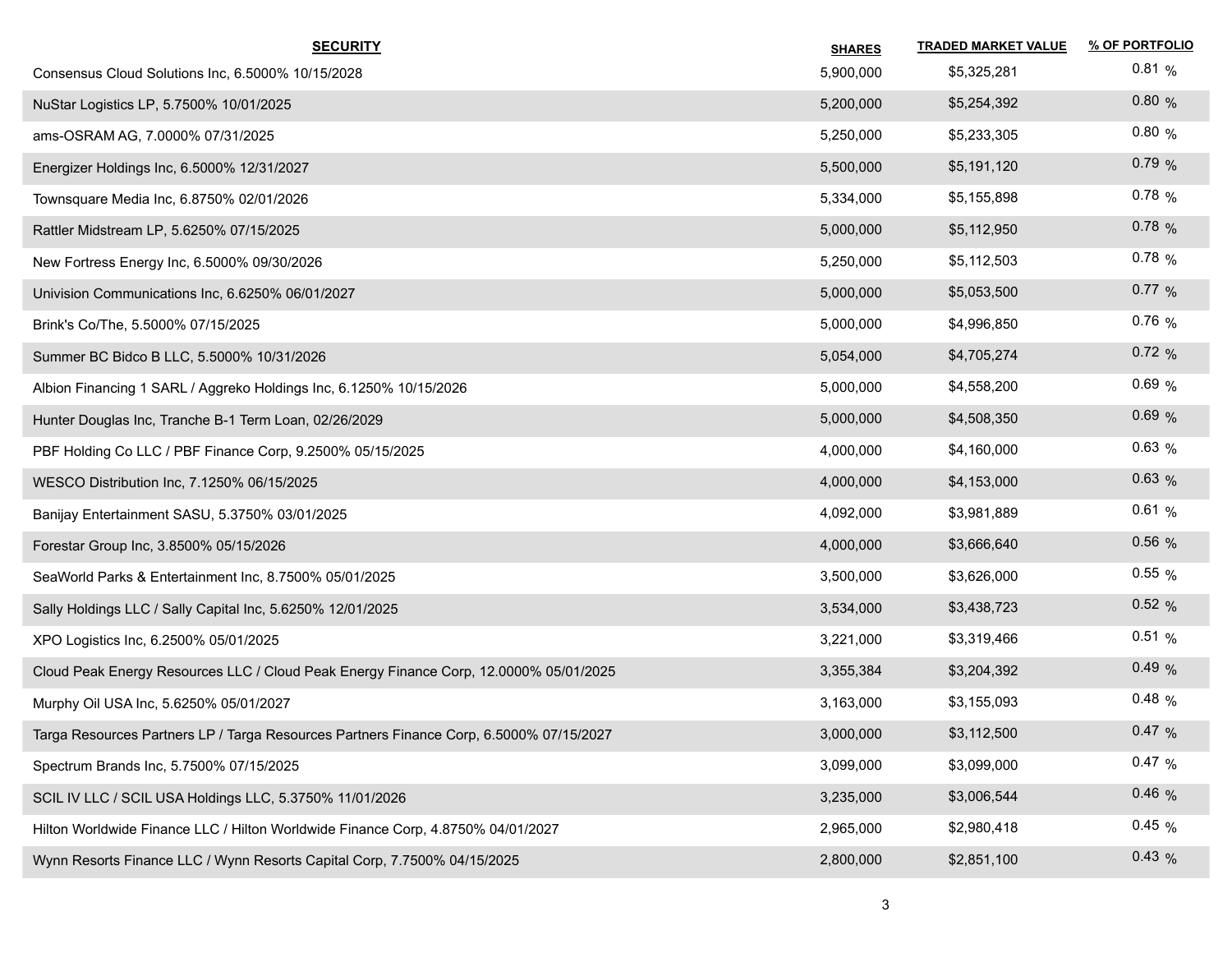| SECURITY | SHARES | TRADED MARKET VALUE | % OF PORTFOLIO |
| --- | --- | --- | --- |
| Consensus Cloud Solutions Inc, 6.5000% 10/15/2028 | 5,900,000 | $5,325,281 | 0.81 % |
| NuStar Logistics LP, 5.7500% 10/01/2025 | 5,200,000 | $5,254,392 | 0.80 % |
| ams-OSRAM AG, 7.0000% 07/31/2025 | 5,250,000 | $5,233,305 | 0.80 % |
| Energizer Holdings Inc, 6.5000% 12/31/2027 | 5,500,000 | $5,191,120 | 0.79 % |
| Townsquare Media Inc, 6.8750% 02/01/2026 | 5,334,000 | $5,155,898 | 0.78 % |
| Rattler Midstream LP, 5.6250% 07/15/2025 | 5,000,000 | $5,112,950 | 0.78 % |
| New Fortress Energy Inc, 6.5000% 09/30/2026 | 5,250,000 | $5,112,503 | 0.78 % |
| Univision Communications Inc, 6.6250% 06/01/2027 | 5,000,000 | $5,053,500 | 0.77 % |
| Brink's Co/The, 5.5000% 07/15/2025 | 5,000,000 | $4,996,850 | 0.76 % |
| Summer BC Bidco B LLC, 5.5000% 10/31/2026 | 5,054,000 | $4,705,274 | 0.72 % |
| Albion Financing 1 SARL / Aggreko Holdings Inc, 6.1250% 10/15/2026 | 5,000,000 | $4,558,200 | 0.69 % |
| Hunter Douglas Inc, Tranche B-1 Term Loan, 02/26/2029 | 5,000,000 | $4,508,350 | 0.69 % |
| PBF Holding Co LLC / PBF Finance Corp, 9.2500% 05/15/2025 | 4,000,000 | $4,160,000 | 0.63 % |
| WESCO Distribution Inc, 7.1250% 06/15/2025 | 4,000,000 | $4,153,000 | 0.63 % |
| Banijay Entertainment SASU, 5.3750% 03/01/2025 | 4,092,000 | $3,981,889 | 0.61 % |
| Forestar Group Inc, 3.8500% 05/15/2026 | 4,000,000 | $3,666,640 | 0.56 % |
| SeaWorld Parks & Entertainment Inc, 8.7500% 05/01/2025 | 3,500,000 | $3,626,000 | 0.55 % |
| Sally Holdings LLC / Sally Capital Inc, 5.6250% 12/01/2025 | 3,534,000 | $3,438,723 | 0.52 % |
| XPO Logistics Inc, 6.2500% 05/01/2025 | 3,221,000 | $3,319,466 | 0.51 % |
| Cloud Peak Energy Resources LLC / Cloud Peak Energy Finance Corp, 12.0000% 05/01/2025 | 3,355,384 | $3,204,392 | 0.49 % |
| Murphy Oil USA Inc, 5.6250% 05/01/2027 | 3,163,000 | $3,155,093 | 0.48 % |
| Targa Resources Partners LP / Targa Resources Partners Finance Corp, 6.5000% 07/15/2027 | 3,000,000 | $3,112,500 | 0.47 % |
| Spectrum Brands Inc, 5.7500% 07/15/2025 | 3,099,000 | $3,099,000 | 0.47 % |
| SCIL IV LLC / SCIL USA Holdings LLC, 5.3750% 11/01/2026 | 3,235,000 | $3,006,544 | 0.46 % |
| Hilton Worldwide Finance LLC / Hilton Worldwide Finance Corp, 4.8750% 04/01/2027 | 2,965,000 | $2,980,418 | 0.45 % |
| Wynn Resorts Finance LLC / Wynn Resorts Capital Corp, 7.7500% 04/15/2025 | 2,800,000 | $2,851,100 | 0.43 % |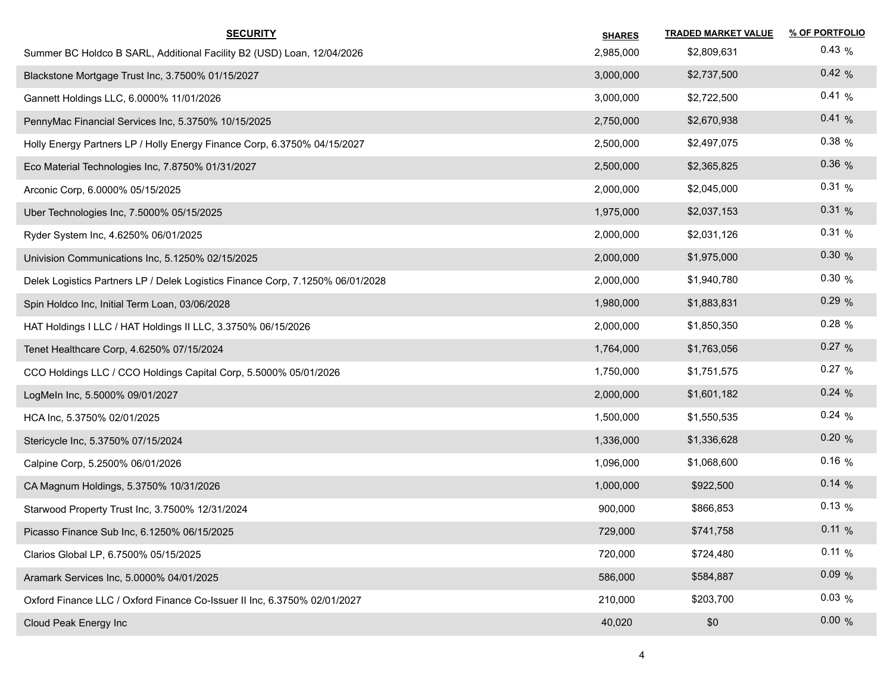| SECURITY | SHARES | TRADED MARKET VALUE | % OF PORTFOLIO |
|---|---|---|---|
| Summer BC Holdco B SARL, Additional Facility B2 (USD) Loan, 12/04/2026 | 2,985,000 | $2,809,631 | 0.43 % |
| Blackstone Mortgage Trust Inc, 3.7500% 01/15/2027 | 3,000,000 | $2,737,500 | 0.42 % |
| Gannett Holdings LLC, 6.0000% 11/01/2026 | 3,000,000 | $2,722,500 | 0.41 % |
| PennyMac Financial Services Inc, 5.3750% 10/15/2025 | 2,750,000 | $2,670,938 | 0.41 % |
| Holly Energy Partners LP / Holly Energy Finance Corp, 6.3750% 04/15/2027 | 2,500,000 | $2,497,075 | 0.38 % |
| Eco Material Technologies Inc, 7.8750% 01/31/2027 | 2,500,000 | $2,365,825 | 0.36 % |
| Arconic Corp, 6.0000% 05/15/2025 | 2,000,000 | $2,045,000 | 0.31 % |
| Uber Technologies Inc, 7.5000% 05/15/2025 | 1,975,000 | $2,037,153 | 0.31 % |
| Ryder System Inc, 4.6250% 06/01/2025 | 2,000,000 | $2,031,126 | 0.31 % |
| Univision Communications Inc, 5.1250% 02/15/2025 | 2,000,000 | $1,975,000 | 0.30 % |
| Delek Logistics Partners LP / Delek Logistics Finance Corp, 7.1250% 06/01/2028 | 2,000,000 | $1,940,780 | 0.30 % |
| Spin Holdco Inc, Initial Term Loan, 03/06/2028 | 1,980,000 | $1,883,831 | 0.29 % |
| HAT Holdings I LLC / HAT Holdings II LLC, 3.3750% 06/15/2026 | 2,000,000 | $1,850,350 | 0.28 % |
| Tenet Healthcare Corp, 4.6250% 07/15/2024 | 1,764,000 | $1,763,056 | 0.27 % |
| CCO Holdings LLC / CCO Holdings Capital Corp, 5.5000% 05/01/2026 | 1,750,000 | $1,751,575 | 0.27 % |
| LogMeIn Inc, 5.5000% 09/01/2027 | 2,000,000 | $1,601,182 | 0.24 % |
| HCA Inc, 5.3750% 02/01/2025 | 1,500,000 | $1,550,535 | 0.24 % |
| Stericycle Inc, 5.3750% 07/15/2024 | 1,336,000 | $1,336,628 | 0.20 % |
| Calpine Corp, 5.2500% 06/01/2026 | 1,096,000 | $1,068,600 | 0.16 % |
| CA Magnum Holdings, 5.3750% 10/31/2026 | 1,000,000 | $922,500 | 0.14 % |
| Starwood Property Trust Inc, 3.7500% 12/31/2024 | 900,000 | $866,853 | 0.13 % |
| Picasso Finance Sub Inc, 6.1250% 06/15/2025 | 729,000 | $741,758 | 0.11 % |
| Clarios Global LP, 6.7500% 05/15/2025 | 720,000 | $724,480 | 0.11 % |
| Aramark Services Inc, 5.0000% 04/01/2025 | 586,000 | $584,887 | 0.09 % |
| Oxford Finance LLC / Oxford Finance Co-Issuer II Inc, 6.3750% 02/01/2027 | 210,000 | $203,700 | 0.03 % |
| Cloud Peak Energy Inc | 40,020 | $0 | 0.00 % |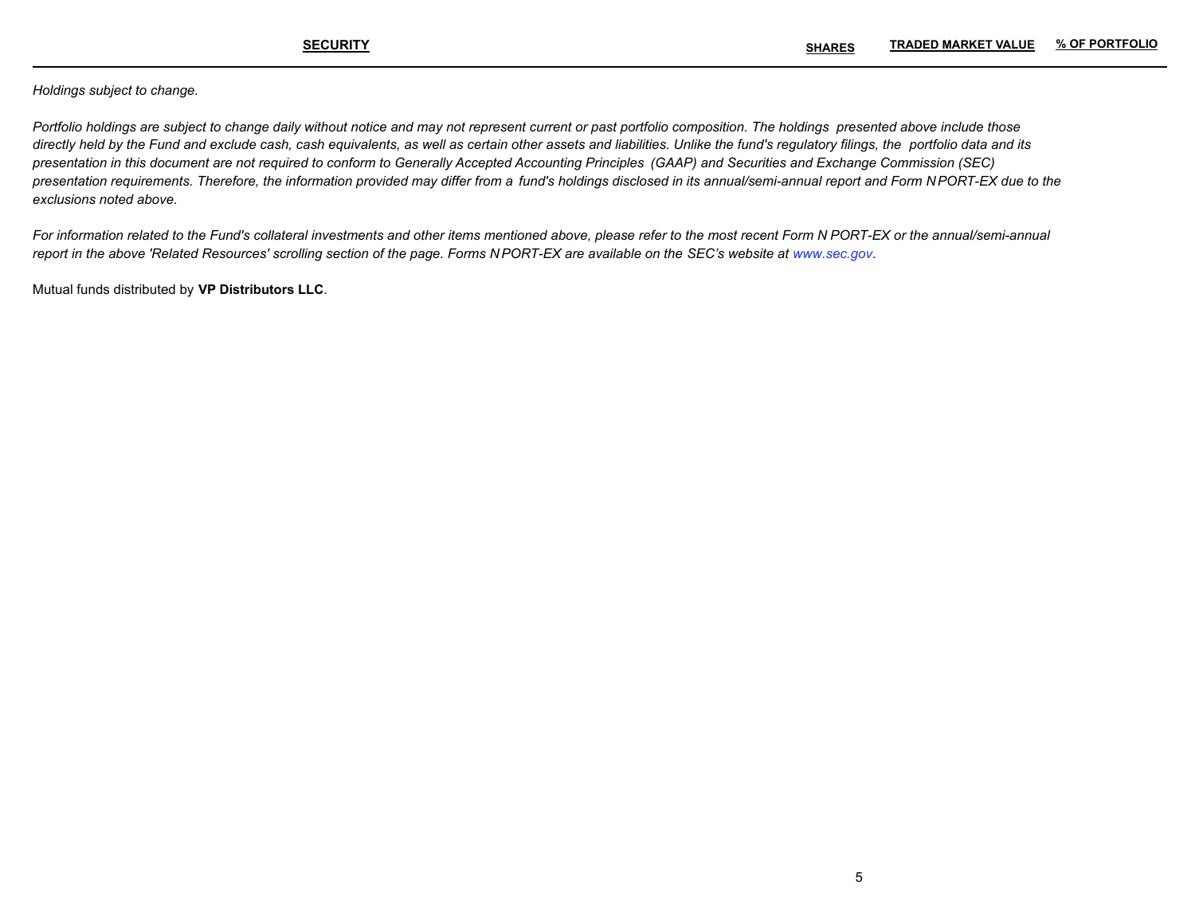| SECURITY | SHARES | TRADED MARKET VALUE | % OF PORTFOLIO |
| --- | --- | --- | --- |

*Holdings subject to change.*

*Portfolio holdings are subject to change daily without notice and may not represent current or past portfolio composition. The holdings presented above include those directly held by the Fund and exclude cash, cash equivalents, as well as certain other assets and liabilities. Unlike the fund's regulatory filings, the portfolio data and its presentation in this document are not required to conform to Generally Accepted Accounting Principles (GAAP) and Securities and Exchange Commission (SEC) presentation requirements. Therefore, the information provided may differ from a fund's holdings disclosed in its annual/semi-annual report and Form NPORT-EX due to the exclusions noted above.*

*For information related to the Fund's collateral investments and other items mentioned above, please refer to the most recent Form N PORT-EX or the annual/semi-annual report in the above 'Related Resources' scrolling section of the page. Forms NPORT-EX are available on the SEC's website at www.sec.gov.*

Mutual funds distributed by **VP Distributors LLC**.